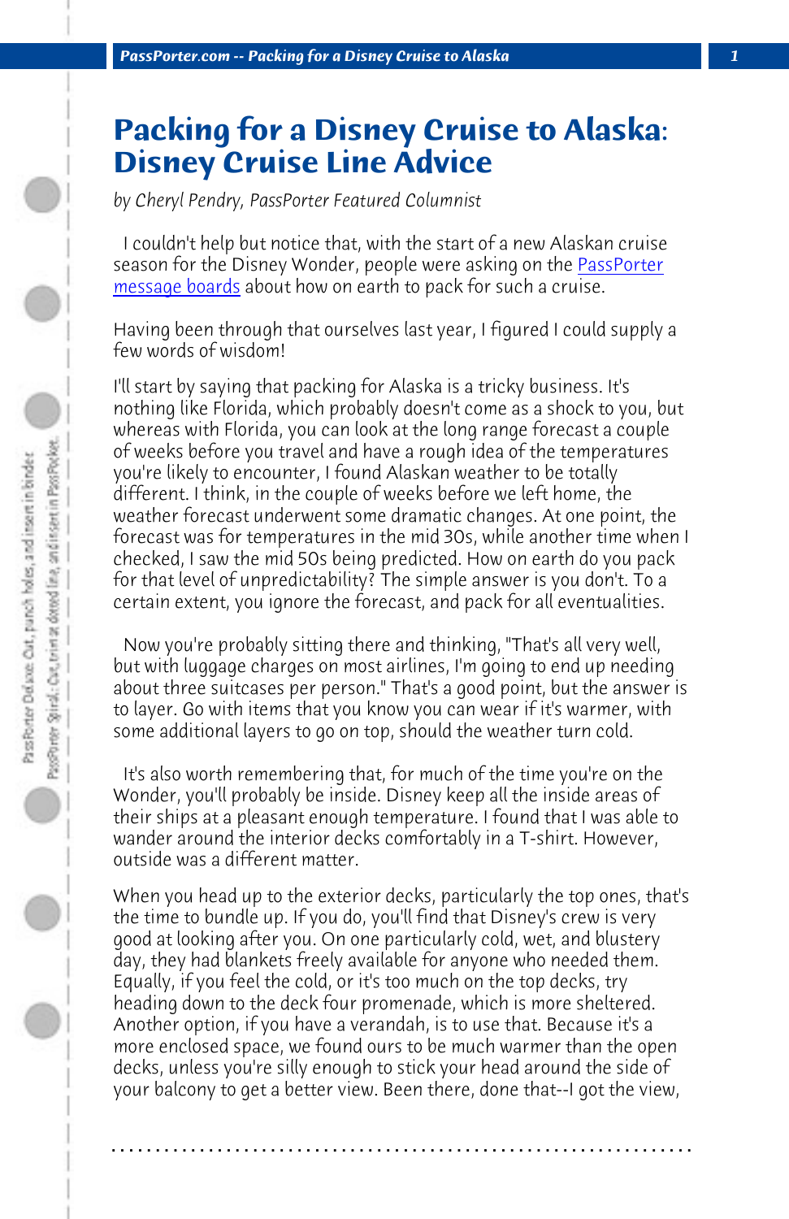# Packing for a Disney Cruise to Alaska: Disney Cruise Line Advice

*by Cheryl Pendry, PassPorter Featured Columnist*

I couldn't help but notice that, with the start of a new Alaskan cruise season for the Disney Wonder, people were asking on the PassPorter message boards about how on earth to pack for such a cruise.

Having been through that ourselves last year, I figured I could supply a few words of wisdom!

I'll start by saying that packing for Alaska is a tricky business. It's nothing like Florida, which probably doesn't come as a shock to you, but whereas with Florida, you can look at the long range forecast a couple of weeks before you travel and have a rough idea of the temperatures you're likely to encounter, I found Alaskan weather to be totally different. I think, in the couple of weeks before we left home, the weather forecast underwent some dramatic changes. At one point, the forecast was for temperatures in the mid 30s, while another time when I checked, I saw the mid 50s being predicted. How on earth do you pack for that level of unpredictability? The simple answer is you don't. To a certain extent, you ignore the forecast, and pack for all eventualities.

Now you're probably sitting there and thinking, "That's all very well, but with luggage charges on most airlines, I'm going to end up needing about three suitcases per person." That's a good point, but the answer is to layer. Go with items that you know you can wear if it's warmer, with some additional layers to go on top, should the weather turn cold.

It's also worth remembering that, for much of the time you're on the Wonder, you'll probably be inside. Disney keep all the inside areas of their ships at a pleasant enough temperature. I found that I was able to wander around the interior decks comfortably in a T-shirt. However, outside was a different matter.

When you head up to the exterior decks, particularly the top ones, that's the time to bundle up. If you do, you'll find that Disney's crew is very good at looking after you. On one particularly cold, wet, and blustery day, they had blankets freely available for anyone who needed them. Equally, if you feel the cold, or it's too much on the top decks, try heading down to the deck four promenade, which is more sheltered. Another option, if you have a verandah, is to use that. Because it's a more enclosed space, we found ours to be much warmer than the open decks, unless you're silly enough to stick your head around the side of your balcony to get a better view. Been there, done that--I got the view,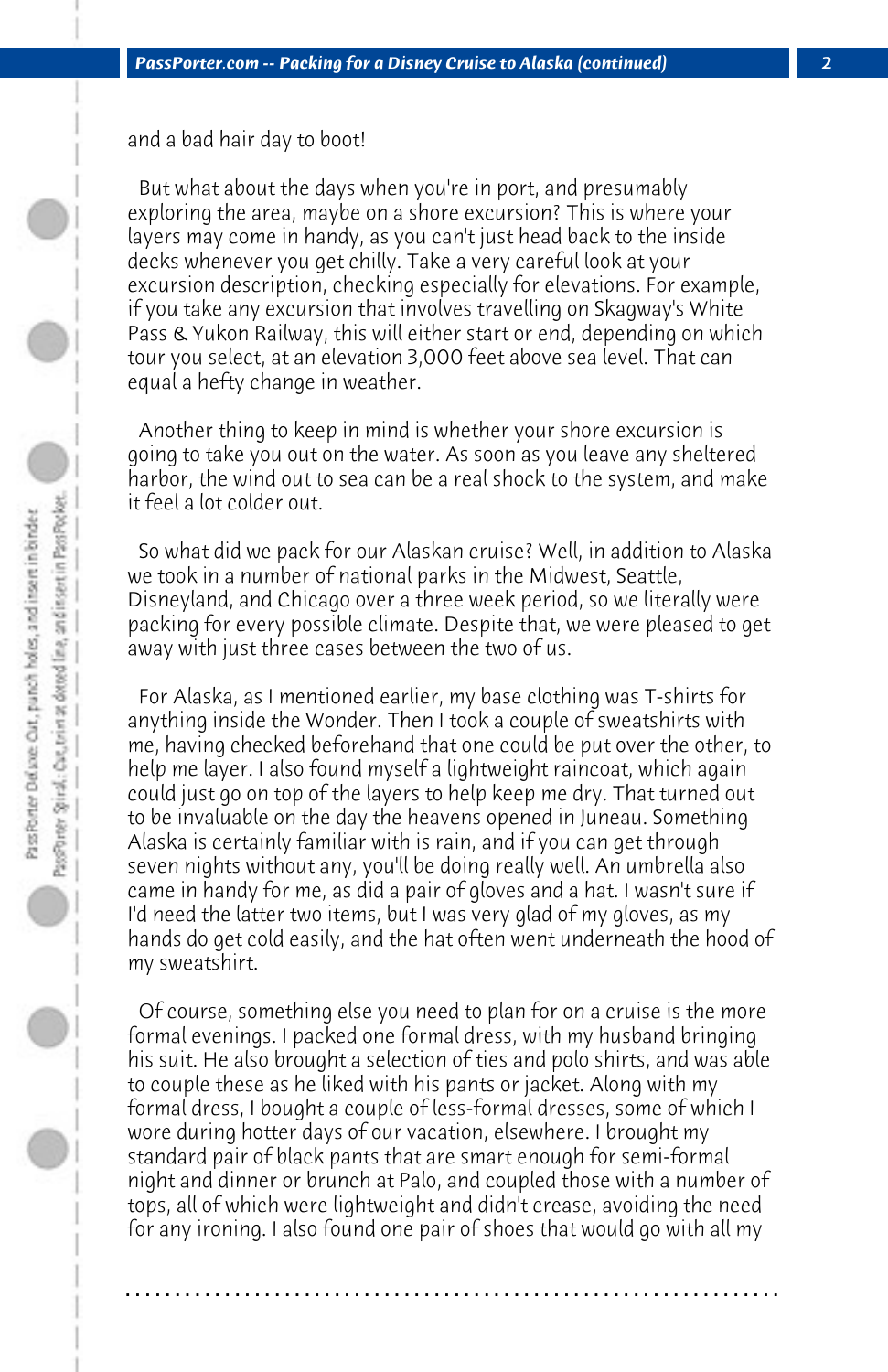and a bad hair day to boot!

But what about the days when you're in port, and presumably exploring the area, maybe on a shore excursion? This is where your layers may come in handy, as you can't just head back to the inside decks whenever you get chilly. Take a very careful look at your excursion description, checking especially for elevations. For example, if you take any excursion that involves travelling on Skagway's White Pass & Yukon Railway, this will either start or end, depending on which tour you select, at an elevation 3,000 feet above sea level. That can equal a hefty change in weather.

Another thing to keep in mind is whether your shore excursion is going to take you out on the water. As soon as you leave any sheltered harbor, the wind out to sea can be a real shock to the system, and make it feel a lot colder out.

So what did we pack for our Alaskan cruise? Well, in addition to Alaska we took in a number of national parks in the Midwest, Seattle, Disneyland, and Chicago over a three week period, so we literally were packing for every possible climate. Despite that, we were pleased to get away with just three cases between the two of us.

For Alaska, as I mentioned earlier, my base clothing was T-shirts for anything inside the Wonder. Then I took a couple of sweatshirts with me, having checked beforehand that one could be put over the other, to help me layer. I also found myself a lightweight raincoat, which again could just go on top of the layers to help keep me dry. That turned out to be invaluable on the day the heavens opened in Juneau. Something Alaska is certainly familiar with is rain, and if you can get through seven nights without any, you'll be doing really well. An umbrella also came in handy for me, as did a pair of gloves and a hat. I wasn't sure if I'd need the latter two items, but I was very glad of my gloves, as my hands do get cold easily, and the hat often went underneath the hood of my sweatshirt.

Of course, something else you need to plan for on a cruise is the more formal evenings. I packed one formal dress, with my husband bringing his suit. He also brought a selection of ties and polo shirts, and was able to couple these as he liked with his pants or jacket. Along with my formal dress, I bought a couple of less-formal dresses, some of which I wore during hotter days of our vacation, elsewhere. I brought my standard pair of black pants that are smart enough for semi-formal night and dinner or brunch at Palo, and coupled those with a number of tops, all of which were lightweight and didn't crease, avoiding the need for any ironing. I also found one pair of shoes that would go with all my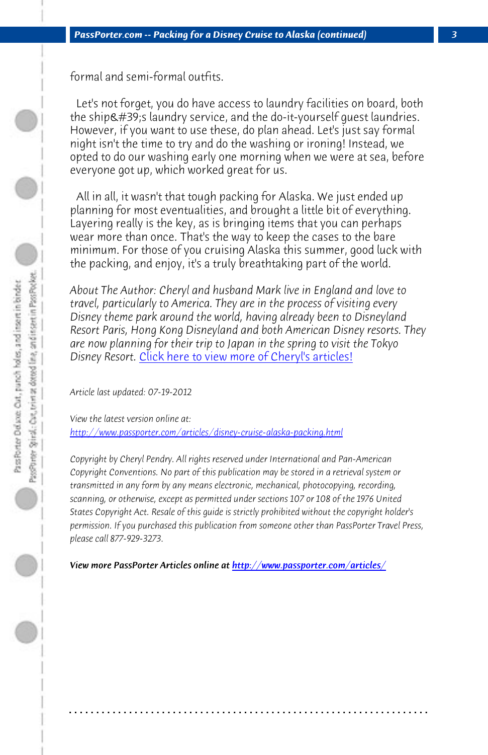formal and semi-formal outfits.

Let's not forget, you do have access to laundry facilities on board, both the ship&#39;s laundry service, and the do-it-yourself guest laundries. However, if you want to use these, do plan ahead. Let's just say formal night isn't the time to try and do the washing or ironing! Instead, we opted to do our washing early one morning when we were at sea, before everyone got up, which worked great for us.

All in all, it wasn't that tough packing for Alaska. We just ended up planning for most eventualities, and brought a little bit of everything. Layering really is the key, as is bringing items that you can perhaps wear more than once. That's the way to keep the cases to the bare minimum. For those of you cruising Alaska this summer, good luck with the packing, and enjoy, it's a truly breathtaking part of the world.

*About The Author: Cheryl and husband Mark live in England and love to travel, particularly to America. They are in the process of visiting every Disney theme park around the world, having already been to Disneyland Resort Paris, Hong Kong Disneyland and both American Disney resorts. They are now planning for their trip to Japan in the spring to visit the Tokyo Disney Resort.* [Click here to view more of Cheryl's articles!](#)

*Article last updated: 07-19-2012*

*View the latest version online at:*
*http://www.passporter.com/articles/disney-cruise-alaska-packing.html*

*Copyright by Cheryl Pendry. All rights reserved under International and Pan-American Copyright Conventions. No part of this publication may be stored in a retrieval system or transmitted in any form by any means electronic, mechanical, photocopying, recording, scanning, or otherwise, except as permitted under sections 107 or 108 of the 1976 United States Copyright Act. Resale of this guide is strictly prohibited without the copyright holder's permission. If you purchased this publication from someone other than PassPorter Travel Press, please call 877-929-3273.*

***View more PassPorter Articles online at http://www.passporter.com/articles/***